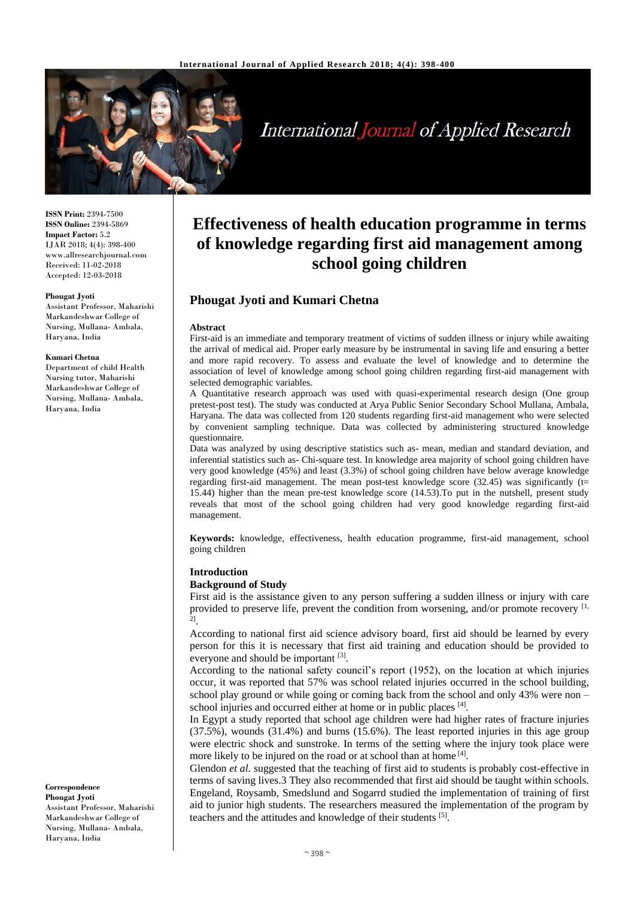**ISSN Print:** 2394-7500
**ISSN Online:** 2394-5869
**Impact Factor:** 5.2
IJAR 2018; 4(4): 398-400
www.allresearchjournal.com
Received: 11-02-2018
Accepted: 12-03-2018

**Phougat Jyoti**
Assistant Professor, Maharishi Markandeshwar College of Nursing, Mullana- Ambala, Haryana, India

**Kumari Chetna**
Department of child Health Nursing tutor, Maharishi Markandeshwar College of Nursing, Mullana- Ambala, Haryana, India

**Correspondence**
**Phougat Jyoti**
Assistant Professor, Maharishi Markandeshwar College of Nursing, Mullana- Ambala, Haryana, India

# Effectiveness of health education programme in terms of knowledge regarding first aid management among school going children

## Phougat Jyoti and Kumari Chetna

**Abstract**

First-aid is an immediate and temporary treatment of victims of sudden illness or injury while awaiting the arrival of medical aid. Proper early measure by be instrumental in saving life and ensuring a better and more rapid recovery. To assess and evaluate the level of knowledge and to determine the association of level of knowledge among school going children regarding first-aid management with selected demographic variables.

A Quantitative research approach was used with quasi-experimental research design (One group pretest-post test). The study was conducted at Arya Public Senior Secondary School Mullana, Ambala, Haryana. The data was collected from 120 students regarding first-aid management who were selected by convenient sampling technique. Data was collected by administering structured knowledge questionnaire.

Data was analyzed by using descriptive statistics such as- mean, median and standard deviation, and inferential statistics such as- Chi-square test. In knowledge area majority of school going children have very good knowledge (45%) and least (3.3%) of school going children have below average knowledge regarding first-aid management. The mean post-test knowledge score (32.45) was significantly (t= 15.44) higher than the mean pre-test knowledge score (14.53).To put in the nutshell, present study reveals that most of the school going children had very good knowledge regarding first-aid management.

**Keywords:** knowledge, effectiveness, health education programme, first-aid management, school going children

### Introduction

**Background of Study**

First aid is the assistance given to any person suffering a sudden illness or injury with care provided to preserve life, prevent the condition from worsening, and/or promote recovery [1, 2].

According to national first aid science advisory board, first aid should be learned by every person for this it is necessary that first aid training and education should be provided to everyone and should be important [3].

According to the national safety council's report (1952), on the location at which injuries occur, it was reported that 57% was school related injuries occurred in the school building, school play ground or while going or coming back from the school and only 43% were non –school injuries and occurred either at home or in public places [4].

In Egypt a study reported that school age children were had higher rates of fracture injuries (37.5%), wounds (31.4%) and burns (15.6%). The least reported injuries in this age group were electric shock and sunstroke. In terms of the setting where the injury took place were more likely to be injured on the road or at school than at home [4].

Glendon *et al.* suggested that the teaching of first aid to students is probably cost-effective in terms of saving lives.3 They also recommended that first aid should be taught within schools. Engeland, Roysamb, Smedslund and Sogarrd studied the implementation of training of first aid to junior high students. The researchers measured the implementation of the program by teachers and the attitudes and knowledge of their students [5].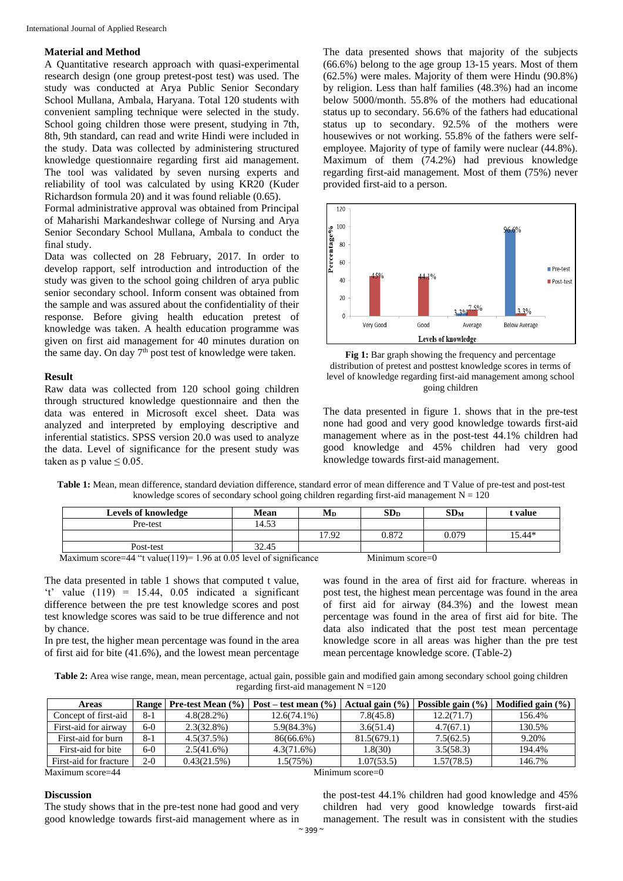## Material and Method

A Quantitative research approach with quasi-experimental research design (one group pretest-post test) was used. The study was conducted at Arya Public Senior Secondary School Mullana, Ambala, Haryana. Total 120 students with convenient sampling technique were selected in the study. School going children those were present, studying in 7th, 8th, 9th standard, can read and write Hindi were included in the study. Data was collected by administering structured knowledge questionnaire regarding first aid management. The tool was validated by seven nursing experts and reliability of tool was calculated by using KR20 (Kuder Richardson formula 20) and it was found reliable (0.65).

Formal administrative approval was obtained from Principal of Maharishi Markandeshwar college of Nursing and Arya Senior Secondary School Mullana, Ambala to conduct the final study.

Data was collected on 28 February, 2017. In order to develop rapport, self introduction and introduction of the study was given to the school going children of arya public senior secondary school. Inform consent was obtained from the sample and was assured about the confidentiality of their response. Before giving health education pretest of knowledge was taken. A health education programme was given on first aid management for 40 minutes duration on the same day. On day 7th post test of knowledge were taken.

## Result

Raw data was collected from 120 school going children through structured knowledge questionnaire and then the data was entered in Microsoft excel sheet. Data was analyzed and interpreted by employing descriptive and inferential statistics. SPSS version 20.0 was used to analyze the data. Level of significance for the present study was taken as p value $\leq 0.05$.

The data presented shows that majority of the subjects (66.6%) belong to the age group 13-15 years. Most of them (62.5%) were males. Majority of them were Hindu (90.8%) by religion. Less than half families (48.3%) had an income below 5000/month. 55.8% of the mothers had educational status up to secondary. 56.6% of the fathers had educational status up to secondary. 92.5% of the mothers were housewives or not working. 55.8% of the fathers were self-employee. Majority of type of family were nuclear (44.8%). Maximum of them (74.2%) had previous knowledge regarding first-aid management. Most of them (75%) never provided first-aid to a person.

**Fig 1:** Bar graph showing the frequency and percentage distribution of pretest and posttest knowledge scores in terms of level of knowledge regarding first-aid management among school going children

The data presented in figure 1. shows that in the pre-test none had good and very good knowledge towards first-aid management where as in the post-test 44.1% children had good knowledge and 45% children had very good knowledge towards first-aid management.

**Table 1:** Mean, mean difference, standard deviation difference, standard error of mean difference and T Value of pre-test and post-test knowledge scores of secondary school going children regarding first-aid management N = 120

| Levels of knowledge | Mean | $M_D$ | $SD_D$ | $SD_M$ | t value |
|---|---|---|---|---|---|
| Pre-test | 14.53 | | | | |
| | | 17.92 | 0.872 | 0.079 | 15.44* |
| Post-test | 32.45 | | | | |

Maximum score=44 "t value(119)= 1.96 at 0.05 level of significance Minimum score=0

The data presented in table 1 shows that computed t value, 't' value (119) = 15.44, 0.05 indicated a significant difference between the pre test knowledge scores and post test knowledge scores was said to be true difference and not by chance.

In pre test, the higher mean percentage was found in the area of first aid for bite (41.6%), and the lowest mean percentage was found in the area of first aid for fracture. whereas in post test, the highest mean percentage was found in the area of first aid for airway (84.3%) and the lowest mean percentage was found in the area of first aid for bite. The data also indicated that the post test mean percentage knowledge score in all areas was higher than the pre test mean percentage knowledge score. (Table-2)

**Table 2:** Area wise range, mean, mean percentage, actual gain, possible gain and modified gain among secondary school going children regarding first-aid management N =120

| Areas | Range | Pre-test Mean (%) | Post – test mean (%) | Actual gain (%) | Possible gain (%) | Modified gain (%) |
|---|---|---|---|---|---|---|
| Concept of first-aid | 8-1 | 4.8(28.2%) | 12.6(74.1%) | 7.8(45.8) | 12.2(71.7) | 156.4% |
| First-aid for airway | 6-0 | 2.3(32.8%) | 5.9(84.3%) | 3.6(51.4) | 4.7(67.1) | 130.5% |
| First-aid for burn | 8-1 | 4.5(37.5%) | 86(66.6%) | 81.5(679.1) | 7.5(62.5) | 9.20% |
| First-aid for bite | 6-0 | 2.5(41.6%) | 4.3(71.6%) | 1.8(30) | 3.5(58.3) | 194.4% |
| First-aid for fracture | 2-0 | 0.43(21.5%) | 1.5(75%) | 1.07(53.5) | 1.57(78.5) | 146.7% |

Maximum score=44 Minimum score=0

## Discussion

The study shows that in the pre-test none had good and very good knowledge towards first-aid management where as in the post-test 44.1% children had good knowledge and 45% children had very good knowledge towards first-aid management. The result was in consistent with the studies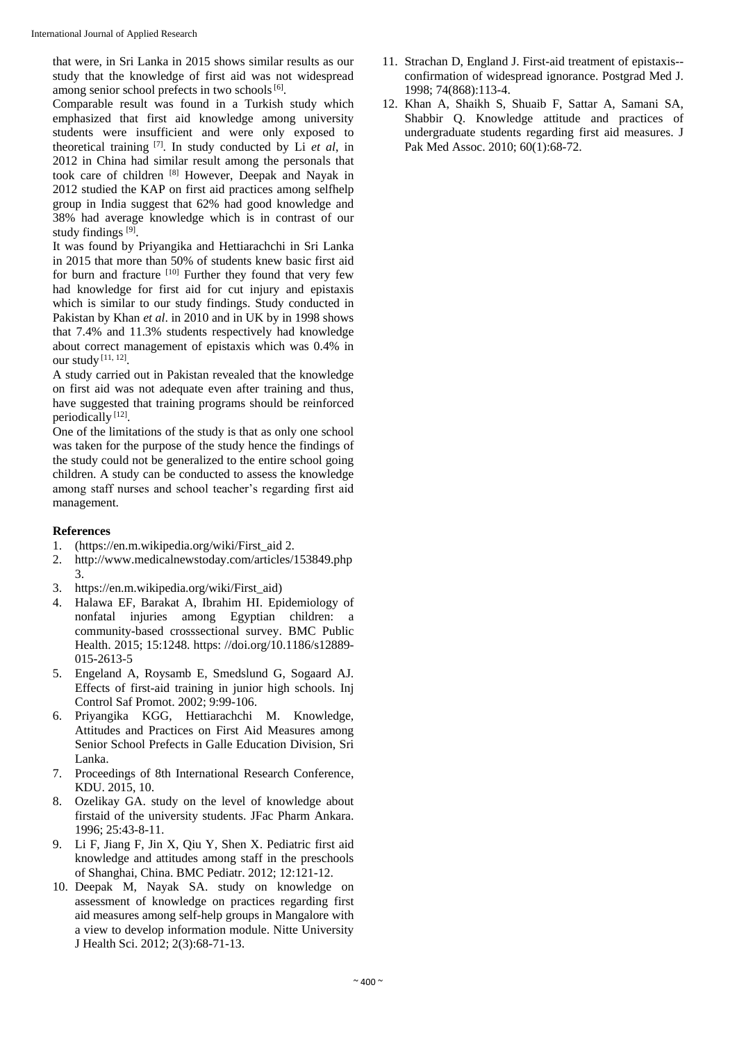that were, in Sri Lanka in 2015 shows similar results as our study that the knowledge of first aid was not widespread among senior school prefects in two schools [6].

Comparable result was found in a Turkish study which emphasized that first aid knowledge among university students were insufficient and were only exposed to theoretical training [7]. In study conducted by Li *et al*, in 2012 in China had similar result among the personals that took care of children [8] However, Deepak and Nayak in 2012 studied the KAP on first aid practices among selfhelp group in India suggest that 62% had good knowledge and 38% had average knowledge which is in contrast of our study findings [9].

It was found by Priyangika and Hettiarachchi in Sri Lanka in 2015 that more than 50% of students knew basic first aid for burn and fracture [10] Further they found that very few had knowledge for first aid for cut injury and epistaxis which is similar to our study findings. Study conducted in Pakistan by Khan *et al*. in 2010 and in UK by in 1998 shows that 7.4% and 11.3% students respectively had knowledge about correct management of epistaxis which was 0.4% in our study [11, 12].

A study carried out in Pakistan revealed that the knowledge on first aid was not adequate even after training and thus, have suggested that training programs should be reinforced periodically [12].

One of the limitations of the study is that as only one school was taken for the purpose of the study hence the findings of the study could not be generalized to the entire school going children. A study can be conducted to assess the knowledge among staff nurses and school teacher's regarding first aid management.

**References**

1. (https://en.m.wikipedia.org/wiki/First_aid 2.
2. http://www.medicalnewstoday.com/articles/153849.php 3.
3. https://en.m.wikipedia.org/wiki/First_aid)
4. Halawa EF, Barakat A, Ibrahim HI. Epidemiology of nonfatal injuries among Egyptian children: a community-based crosssectional survey. BMC Public Health. 2015; 15:1248. https: //doi.org/10.1186/s12889-015-2613-5
5. Engeland A, Roysamb E, Smedslund G, Sogaard AJ. Effects of first-aid training in junior high schools. Inj Control Saf Promot. 2002; 9:99-106.
6. Priyangika KGG, Hettiarachchi M. Knowledge, Attitudes and Practices on First Aid Measures among Senior School Prefects in Galle Education Division, Sri Lanka.
7. Proceedings of 8th International Research Conference, KDU. 2015, 10.
8. Ozelikay GA. study on the level of knowledge about firstaid of the university students. JFac Pharm Ankara. 1996; 25:43-8-11.
9. Li F, Jiang F, Jin X, Qiu Y, Shen X. Pediatric first aid knowledge and attitudes among staff in the preschools of Shanghai, China. BMC Pediatr. 2012; 12:121-12.
10. Deepak M, Nayak SA. study on knowledge on assessment of knowledge on practices regarding first aid measures among self-help groups in Mangalore with a view to develop information module. Nitte University J Health Sci. 2012; 2(3):68-71-13.
11. Strachan D, England J. First-aid treatment of epistaxis--confirmation of widespread ignorance. Postgrad Med J. 1998; 74(868):113-4.
12. Khan A, Shaikh S, Shuaib F, Sattar A, Samani SA, Shabbir Q. Knowledge attitude and practices of undergraduate students regarding first aid measures. J Pak Med Assoc. 2010; 60(1):68-72.